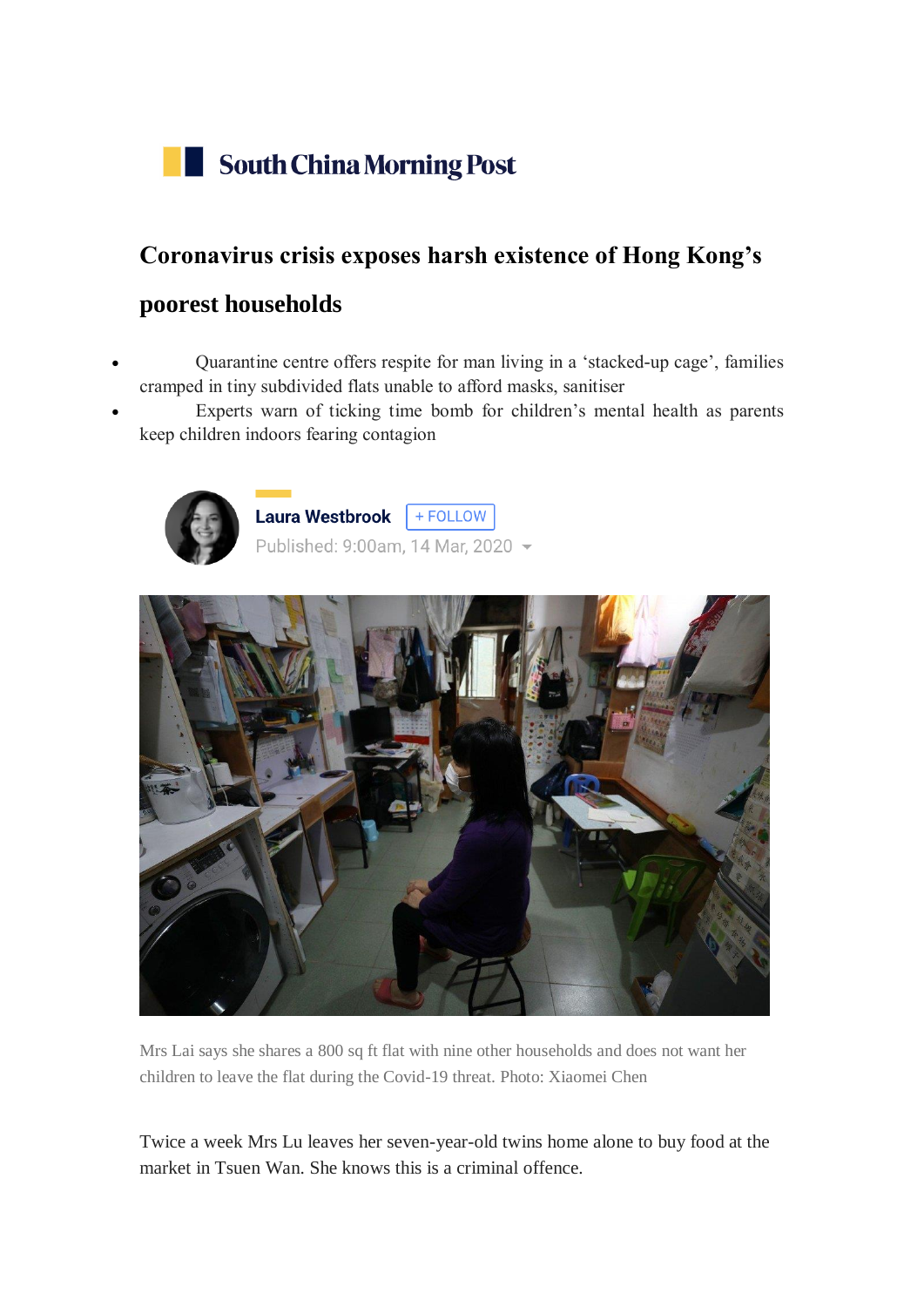South China Morning Post

# Coronavirus crisis exposes harsh existence of Hong Kong's poorest households

- Quarantine centre offers respite for man living in a 'stacked-up cage', families cramped in tiny subdivided flats unable to afford masks, sanitiser
- Experts warn of ticking time bomb for children's mental health as parents keep children indoors fearing contagion

Laura Westbrook + FOLLOW
Published: 9:00am, 14 Mar, 2020

Mrs Lai says she shares a 800 sq ft flat with nine other households and does not want her children to leave the flat during the Covid-19 threat. Photo: Xiaomei Chen

Twice a week Mrs Lu leaves her seven-year-old twins home alone to buy food at the market in Tsuen Wan. She knows this is a criminal offence.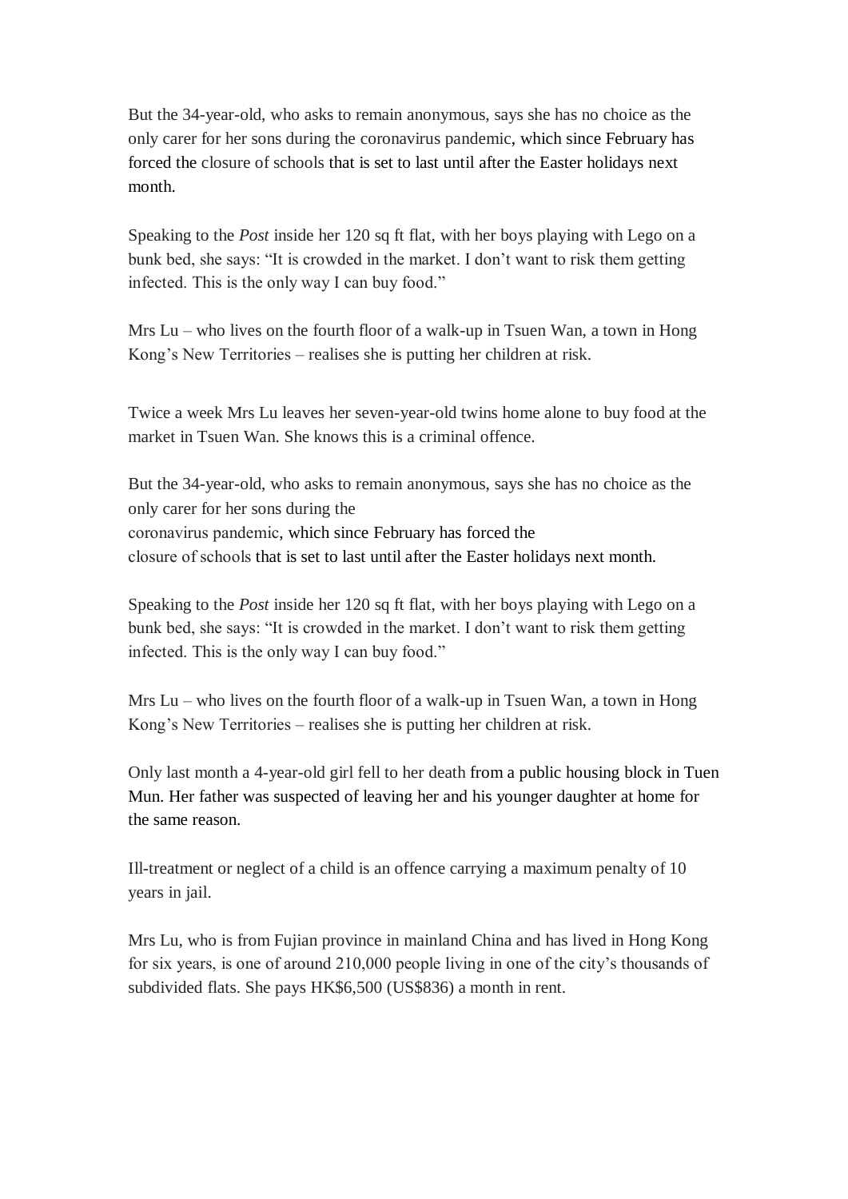But the 34-year-old, who asks to remain anonymous, says she has no choice as the only carer for her sons during the coronavirus pandemic, which since February has forced the closure of schools that is set to last until after the Easter holidays next month.

Speaking to the *Post* inside her 120 sq ft flat, with her boys playing with Lego on a bunk bed, she says: "It is crowded in the market. I don't want to risk them getting infected. This is the only way I can buy food."

Mrs Lu – who lives on the fourth floor of a walk-up in Tsuen Wan, a town in Hong Kong's New Territories – realises she is putting her children at risk.

Twice a week Mrs Lu leaves her seven-year-old twins home alone to buy food at the market in Tsuen Wan. She knows this is a criminal offence.

But the 34-year-old, who asks to remain anonymous, says she has no choice as the only carer for her sons during the coronavirus pandemic, which since February has forced the closure of schools that is set to last until after the Easter holidays next month.

Speaking to the *Post* inside her 120 sq ft flat, with her boys playing with Lego on a bunk bed, she says: "It is crowded in the market. I don't want to risk them getting infected. This is the only way I can buy food."

Mrs Lu – who lives on the fourth floor of a walk-up in Tsuen Wan, a town in Hong Kong's New Territories – realises she is putting her children at risk.

Only last month a 4-year-old girl fell to her death from a public housing block in Tuen Mun. Her father was suspected of leaving her and his younger daughter at home for the same reason.

Ill-treatment or neglect of a child is an offence carrying a maximum penalty of 10 years in jail.

Mrs Lu, who is from Fujian province in mainland China and has lived in Hong Kong for six years, is one of around 210,000 people living in one of the city's thousands of subdivided flats. She pays HK$6,500 (US$836) a month in rent.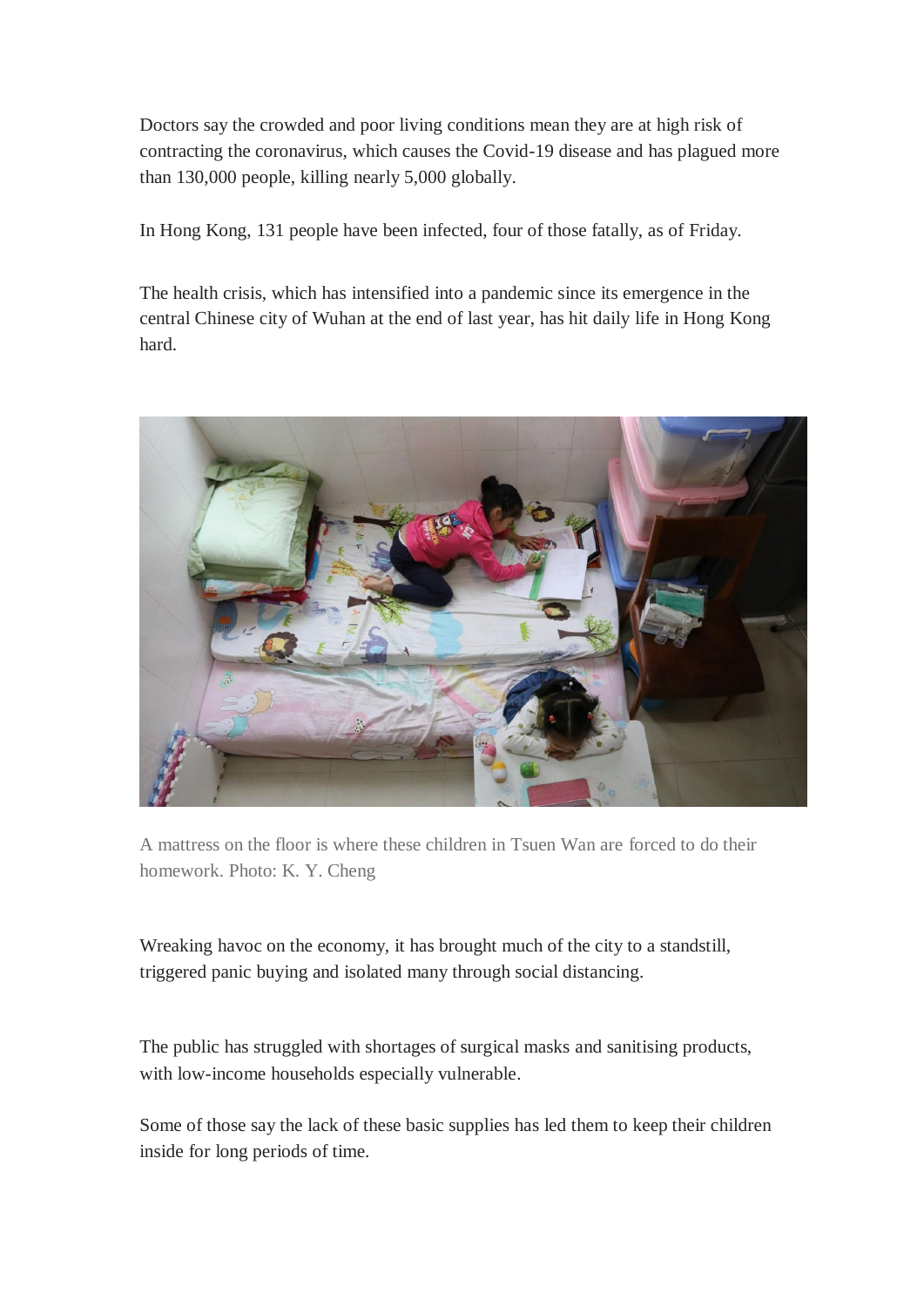Doctors say the crowded and poor living conditions mean they are at high risk of contracting the coronavirus, which causes the Covid-19 disease and has plagued more than 130,000 people, killing nearly 5,000 globally.

In Hong Kong, 131 people have been infected, four of those fatally, as of Friday.

The health crisis, which has intensified into a pandemic since its emergence in the central Chinese city of Wuhan at the end of last year, has hit daily life in Hong Kong hard.

A mattress on the floor is where these children in Tsuen Wan are forced to do their homework. Photo: K. Y. Cheng

Wreaking havoc on the economy, it has brought much of the city to a standstill, triggered panic buying and isolated many through social distancing.

The public has struggled with shortages of surgical masks and sanitising products, with low-income households especially vulnerable.

Some of those say the lack of these basic supplies has led them to keep their children inside for long periods of time.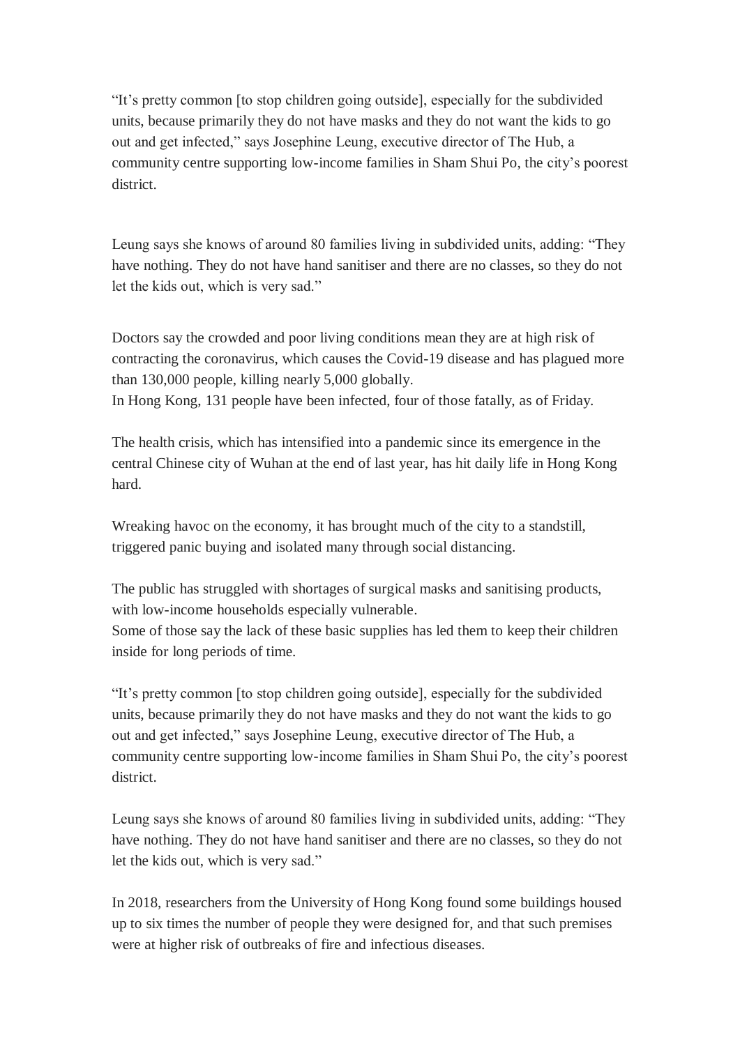"It's pretty common [to stop children going outside], especially for the subdivided units, because primarily they do not have masks and they do not want the kids to go out and get infected," says Josephine Leung, executive director of The Hub, a community centre supporting low-income families in Sham Shui Po, the city's poorest district.

Leung says she knows of around 80 families living in subdivided units, adding: "They have nothing. They do not have hand sanitiser and there are no classes, so they do not let the kids out, which is very sad."

Doctors say the crowded and poor living conditions mean they are at high risk of contracting the coronavirus, which causes the Covid-19 disease and has plagued more than 130,000 people, killing nearly 5,000 globally.
In Hong Kong, 131 people have been infected, four of those fatally, as of Friday.

The health crisis, which has intensified into a pandemic since its emergence in the central Chinese city of Wuhan at the end of last year, has hit daily life in Hong Kong hard.

Wreaking havoc on the economy, it has brought much of the city to a standstill, triggered panic buying and isolated many through social distancing.

The public has struggled with shortages of surgical masks and sanitising products, with low-income households especially vulnerable.
Some of those say the lack of these basic supplies has led them to keep their children inside for long periods of time.

"It's pretty common [to stop children going outside], especially for the subdivided units, because primarily they do not have masks and they do not want the kids to go out and get infected," says Josephine Leung, executive director of The Hub, a community centre supporting low-income families in Sham Shui Po, the city's poorest district.

Leung says she knows of around 80 families living in subdivided units, adding: "They have nothing. They do not have hand sanitiser and there are no classes, so they do not let the kids out, which is very sad."

In 2018, researchers from the University of Hong Kong found some buildings housed up to six times the number of people they were designed for, and that such premises were at higher risk of outbreaks of fire and infectious diseases.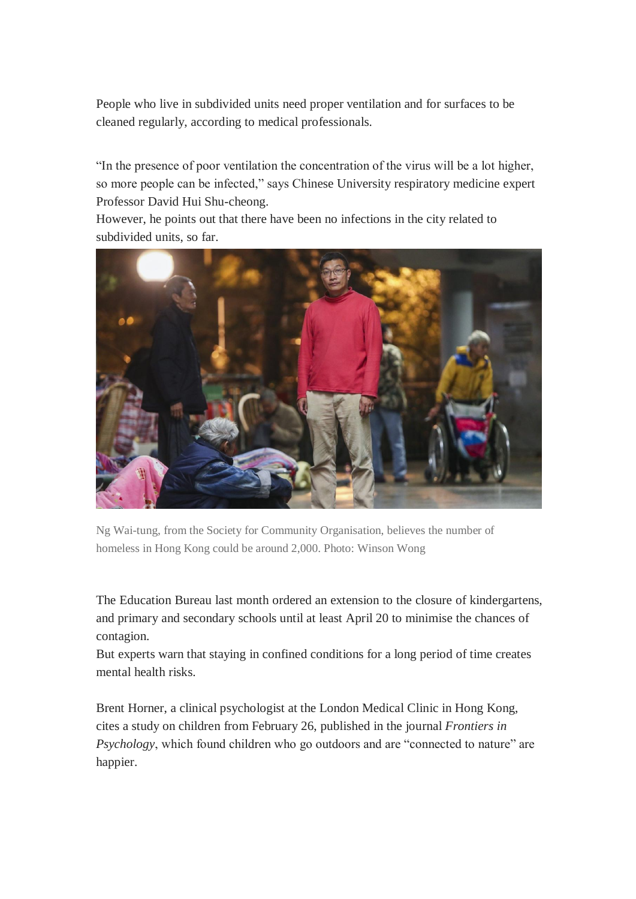People who live in subdivided units need proper ventilation and for surfaces to be cleaned regularly, according to medical professionals.

"In the presence of poor ventilation the concentration of the virus will be a lot higher, so more people can be infected," says Chinese University respiratory medicine expert Professor David Hui Shu-cheong.

However, he points out that there have been no infections in the city related to subdivided units, so far.

Ng Wai-tung, from the Society for Community Organisation, believes the number of homeless in Hong Kong could be around 2,000. Photo: Winson Wong

The Education Bureau last month ordered an extension to the closure of kindergartens, and primary and secondary schools until at least April 20 to minimise the chances of contagion.

But experts warn that staying in confined conditions for a long period of time creates mental health risks.

Brent Horner, a clinical psychologist at the London Medical Clinic in Hong Kong, cites a study on children from February 26, published in the journal *Frontiers in Psychology*, which found children who go outdoors and are "connected to nature" are happier.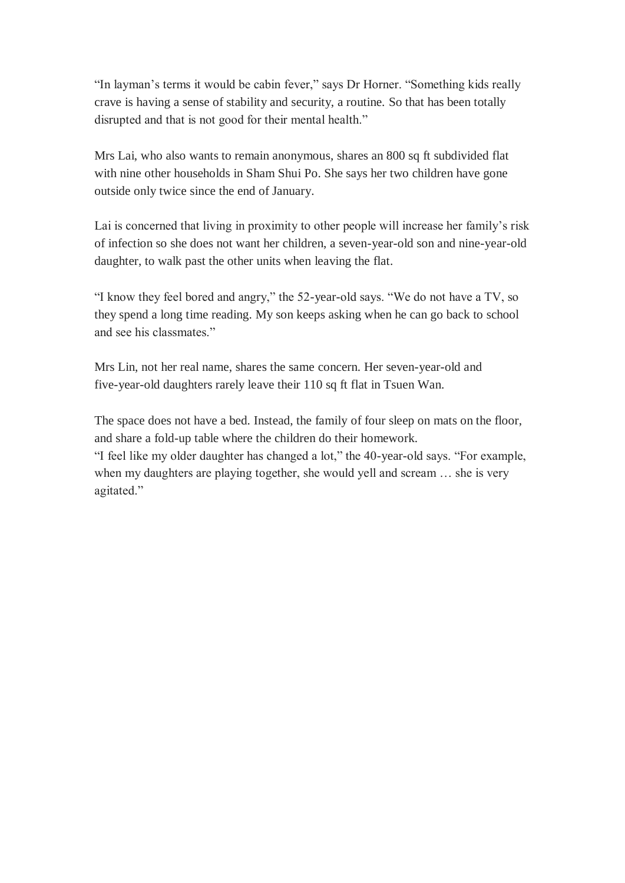"In layman's terms it would be cabin fever," says Dr Horner. "Something kids really crave is having a sense of stability and security, a routine. So that has been totally disrupted and that is not good for their mental health."

Mrs Lai, who also wants to remain anonymous, shares an 800 sq ft subdivided flat with nine other households in Sham Shui Po. She says her two children have gone outside only twice since the end of January.

Lai is concerned that living in proximity to other people will increase her family's risk of infection so she does not want her children, a seven-year-old son and nine-year-old daughter, to walk past the other units when leaving the flat.

"I know they feel bored and angry," the 52-year-old says. "We do not have a TV, so they spend a long time reading. My son keeps asking when he can go back to school and see his classmates."

Mrs Lin, not her real name, shares the same concern. Her seven-year-old and five-year-old daughters rarely leave their 110 sq ft flat in Tsuen Wan.

The space does not have a bed. Instead, the family of four sleep on mats on the floor, and share a fold-up table where the children do their homework.

"I feel like my older daughter has changed a lot," the 40-year-old says. "For example, when my daughters are playing together, she would yell and scream … she is very agitated."